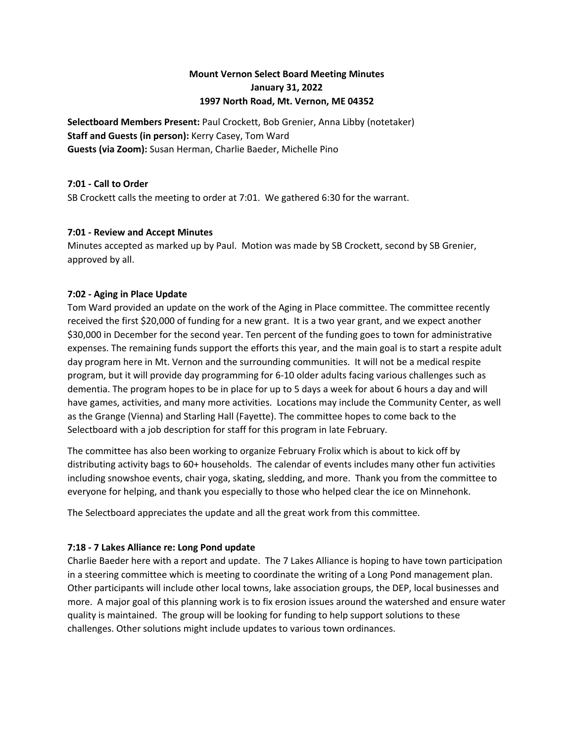# Mount Vernon Select Board Meeting Minutes
## January 31, 2022
## 1997 North Road, Mt. Vernon, ME 04352

**Selectboard Members Present:** Paul Crockett, Bob Grenier, Anna Libby (notetaker)
**Staff and Guests (in person):** Kerry Casey, Tom Ward
**Guests (via Zoom):** Susan Herman, Charlie Baeder, Michelle Pino

**7:01 - Call to Order**

SB Crockett calls the meeting to order at 7:01. We gathered 6:30 for the warrant.

**7:01 - Review and Accept Minutes**

Minutes accepted as marked up by Paul. Motion was made by SB Crockett, second by SB Grenier, approved by all.

**7:02 - Aging in Place Update**

Tom Ward provided an update on the work of the Aging in Place committee. The committee recently received the first $20,000 of funding for a new grant. It is a two year grant, and we expect another $30,000 in December for the second year. Ten percent of the funding goes to town for administrative expenses. The remaining funds support the efforts this year, and the main goal is to start a respite adult day program here in Mt. Vernon and the surrounding communities. It will not be a medical respite program, but it will provide day programming for 6-10 older adults facing various challenges such as dementia. The program hopes to be in place for up to 5 days a week for about 6 hours a day and will have games, activities, and many more activities. Locations may include the Community Center, as well as the Grange (Vienna) and Starling Hall (Fayette). The committee hopes to come back to the Selectboard with a job description for staff for this program in late February.

The committee has also been working to organize February Frolix which is about to kick off by distributing activity bags to 60+ households. The calendar of events includes many other fun activities including snowshoe events, chair yoga, skating, sledding, and more. Thank you from the committee to everyone for helping, and thank you especially to those who helped clear the ice on Minnehonk.

The Selectboard appreciates the update and all the great work from this committee.

**7:18 - 7 Lakes Alliance re: Long Pond update**

Charlie Baeder here with a report and update. The 7 Lakes Alliance is hoping to have town participation in a steering committee which is meeting to coordinate the writing of a Long Pond management plan. Other participants will include other local towns, lake association groups, the DEP, local businesses and more. A major goal of this planning work is to fix erosion issues around the watershed and ensure water quality is maintained. The group will be looking for funding to help support solutions to these challenges. Other solutions might include updates to various town ordinances.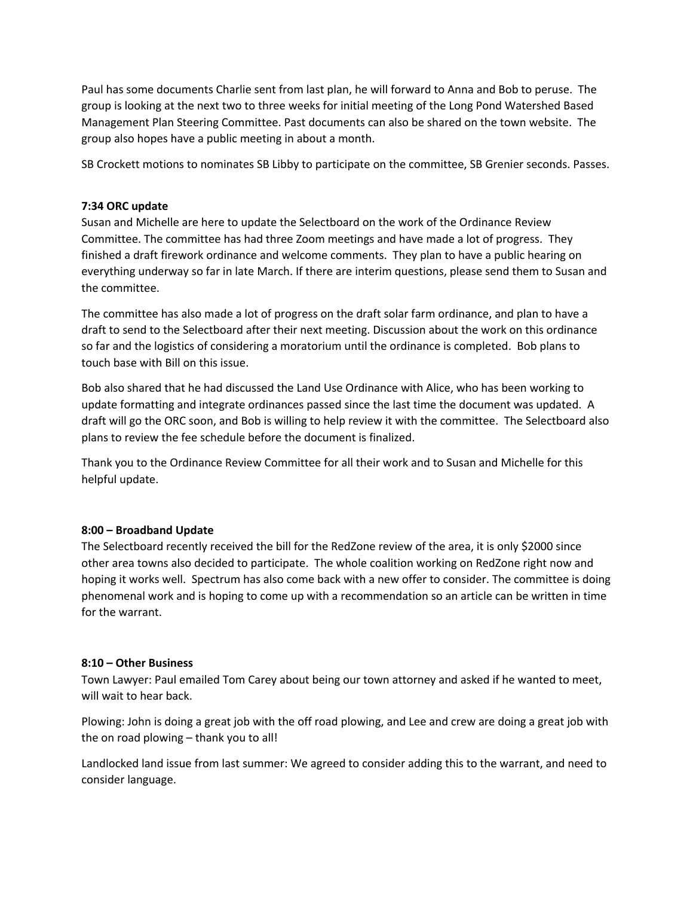Paul has some documents Charlie sent from last plan, he will forward to Anna and Bob to peruse. The group is looking at the next two to three weeks for initial meeting of the Long Pond Watershed Based Management Plan Steering Committee. Past documents can also be shared on the town website. The group also hopes have a public meeting in about a month.

SB Crockett motions to nominates SB Libby to participate on the committee, SB Grenier seconds. Passes.

**7:34 ORC update**

Susan and Michelle are here to update the Selectboard on the work of the Ordinance Review Committee. The committee has had three Zoom meetings and have made a lot of progress. They finished a draft firework ordinance and welcome comments. They plan to have a public hearing on everything underway so far in late March. If there are interim questions, please send them to Susan and the committee.

The committee has also made a lot of progress on the draft solar farm ordinance, and plan to have a draft to send to the Selectboard after their next meeting. Discussion about the work on this ordinance so far and the logistics of considering a moratorium until the ordinance is completed. Bob plans to touch base with Bill on this issue.

Bob also shared that he had discussed the Land Use Ordinance with Alice, who has been working to update formatting and integrate ordinances passed since the last time the document was updated. A draft will go the ORC soon, and Bob is willing to help review it with the committee. The Selectboard also plans to review the fee schedule before the document is finalized.

Thank you to the Ordinance Review Committee for all their work and to Susan and Michelle for this helpful update.

**8:00 – Broadband Update**

The Selectboard recently received the bill for the RedZone review of the area, it is only $2000 since other area towns also decided to participate. The whole coalition working on RedZone right now and hoping it works well. Spectrum has also come back with a new offer to consider. The committee is doing phenomenal work and is hoping to come up with a recommendation so an article can be written in time for the warrant.

**8:10 – Other Business**

Town Lawyer: Paul emailed Tom Carey about being our town attorney and asked if he wanted to meet, will wait to hear back.

Plowing: John is doing a great job with the off road plowing, and Lee and crew are doing a great job with the on road plowing – thank you to all!

Landlocked land issue from last summer: We agreed to consider adding this to the warrant, and need to consider language.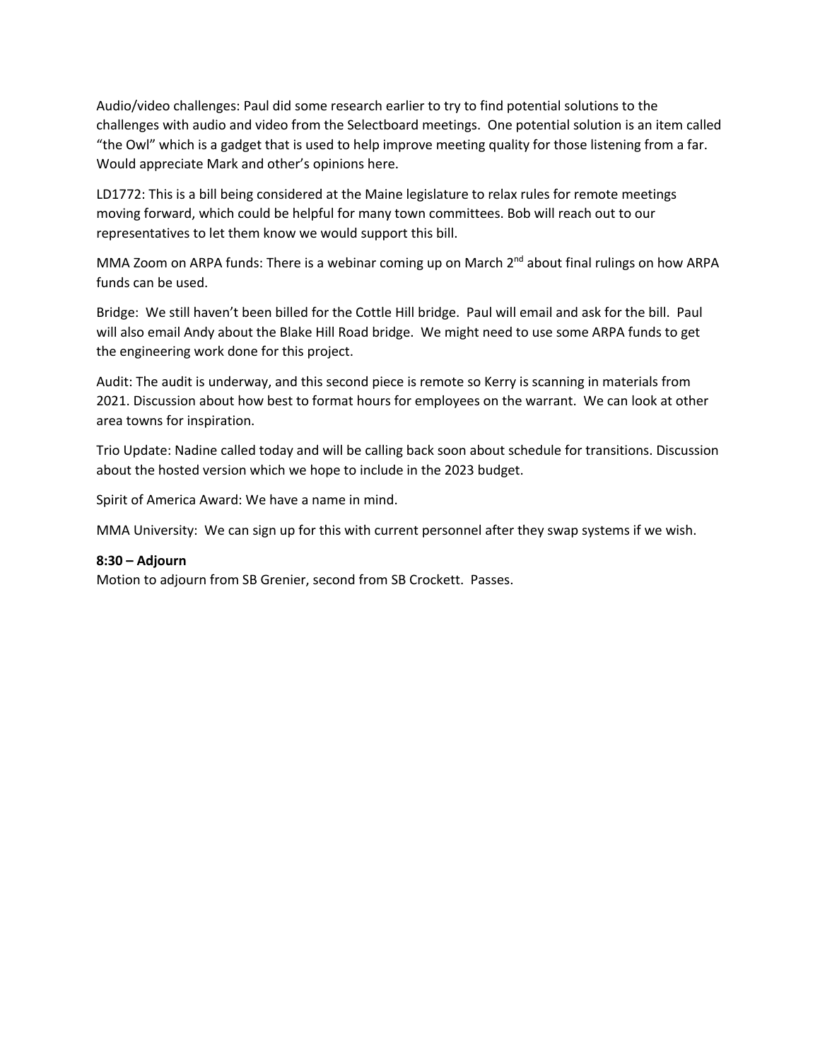Audio/video challenges: Paul did some research earlier to try to find potential solutions to the challenges with audio and video from the Selectboard meetings. One potential solution is an item called "the Owl" which is a gadget that is used to help improve meeting quality for those listening from a far. Would appreciate Mark and other's opinions here.

LD1772: This is a bill being considered at the Maine legislature to relax rules for remote meetings moving forward, which could be helpful for many town committees. Bob will reach out to our representatives to let them know we would support this bill.

MMA Zoom on ARPA funds: There is a webinar coming up on March 2nd about final rulings on how ARPA funds can be used.

Bridge: We still haven't been billed for the Cottle Hill bridge. Paul will email and ask for the bill. Paul will also email Andy about the Blake Hill Road bridge. We might need to use some ARPA funds to get the engineering work done for this project.

Audit: The audit is underway, and this second piece is remote so Kerry is scanning in materials from 2021. Discussion about how best to format hours for employees on the warrant. We can look at other area towns for inspiration.

Trio Update: Nadine called today and will be calling back soon about schedule for transitions. Discussion about the hosted version which we hope to include in the 2023 budget.

Spirit of America Award: We have a name in mind.

MMA University: We can sign up for this with current personnel after they swap systems if we wish.

**8:30 – Adjourn**

Motion to adjourn from SB Grenier, second from SB Crockett. Passes.